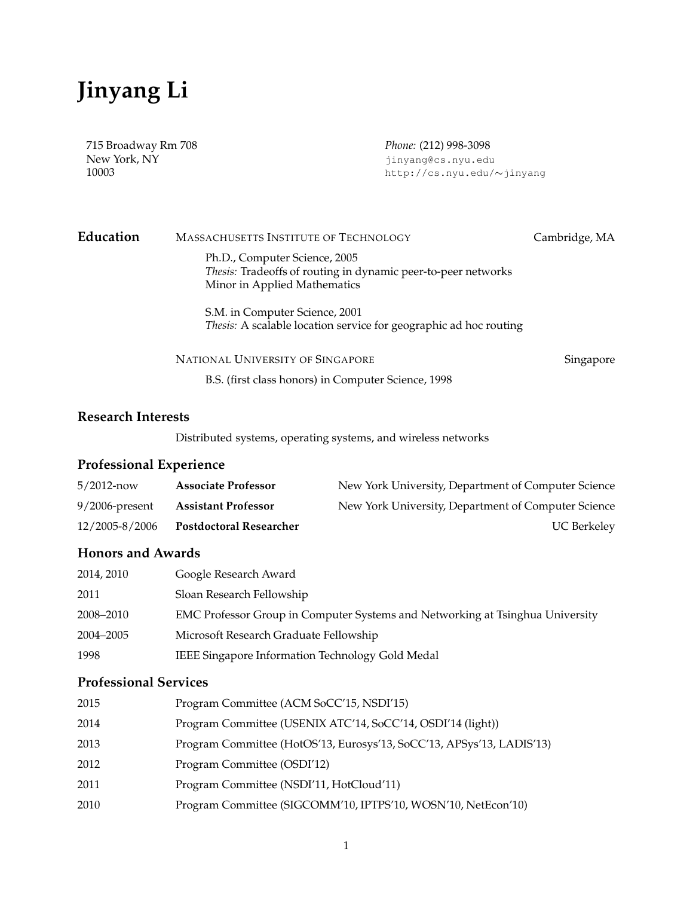# Jinyang Li

715 Broadway Rm 708
New York, NY
10003

*Phone:* (212) 998-3098
jinyang@cs.nyu.edu
http://cs.nyu.edu/∼jinyang

## Education

MASSACHUSETTS INSTITUTE OF TECHNOLOGY — Cambridge, MA

Ph.D., Computer Science, 2005
*Thesis:* Tradeoffs of routing in dynamic peer-to-peer networks
Minor in Applied Mathematics

S.M. in Computer Science, 2001
*Thesis:* A scalable location service for geographic ad hoc routing

NATIONAL UNIVERSITY OF SINGAPORE — Singapore

B.S. (first class honors) in Computer Science, 1998

## Research Interests

Distributed systems, operating systems, and wireless networks

## Professional Experience

| | | |
|---|---|---|
| 5/2012-now | **Associate Professor** | New York University, Department of Computer Science |
| 9/2006-present | **Assistant Professor** | New York University, Department of Computer Science |
| 12/2005-8/2006 | **Postdoctoral Researcher** | UC Berkeley |

## Honors and Awards

| | |
|---|---|
| 2014, 2010 | Google Research Award |
| 2011 | Sloan Research Fellowship |
| 2008–2010 | EMC Professor Group in Computer Systems and Networking at Tsinghua University |
| 2004–2005 | Microsoft Research Graduate Fellowship |
| 1998 | IEEE Singapore Information Technology Gold Medal |

## Professional Services

| | |
|---|---|
| 2015 | Program Committee (ACM SoCC'15, NSDI'15) |
| 2014 | Program Committee (USENIX ATC'14, SoCC'14, OSDI'14 (light)) |
| 2013 | Program Committee (HotOS'13, Eurosys'13, SoCC'13, APSys'13, LADIS'13) |
| 2012 | Program Committee (OSDI'12) |
| 2011 | Program Committee (NSDI'11, HotCloud'11) |
| 2010 | Program Committee (SIGCOMM'10, IPTPS'10, WOSN'10, NetEcon'10) |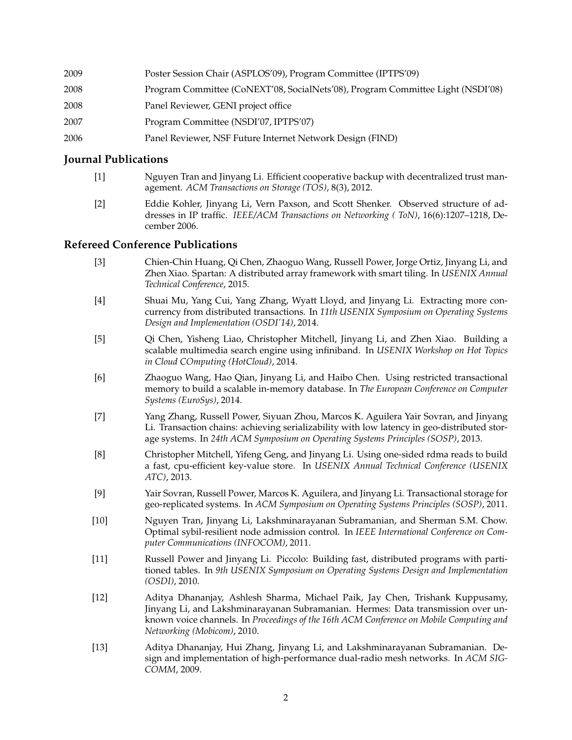| | |
|---|---|
| 2009 | Poster Session Chair (ASPLOS'09), Program Committee (IPTPS'09) |
| 2008 | Program Committee (CoNEXT'08, SocialNets'08), Program Committee Light (NSDI'08) |
| 2008 | Panel Reviewer, GENI project office |
| 2007 | Program Committee (NSDI'07, IPTPS'07) |
| 2006 | Panel Reviewer, NSF Future Internet Network Design (FIND) |

## Journal Publications

[1] Nguyen Tran and Jinyang Li. Efficient cooperative backup with decentralized trust management. *ACM Transactions on Storage (TOS)*, 8(3), 2012.

[2] Eddie Kohler, Jinyang Li, Vern Paxson, and Scott Shenker. Observed structure of addresses in IP traffic. *IEEE/ACM Transactions on Networking ( ToN)*, 16(6):1207–1218, December 2006.

## Refereed Conference Publications

[3] Chien-Chin Huang, Qi Chen, Zhaoguo Wang, Russell Power, Jorge Ortiz, Jinyang Li, and Zhen Xiao. Spartan: A distributed array framework with smart tiling. In *USENIX Annual Technical Conference*, 2015.

[4] Shuai Mu, Yang Cui, Yang Zhang, Wyatt Lloyd, and Jinyang Li. Extracting more concurrency from distributed transactions. In *11th USENIX Symposium on Operating Systems Design and Implementation (OSDI'14)*, 2014.

[5] Qi Chen, Yisheng Liao, Christopher Mitchell, Jinyang Li, and Zhen Xiao. Building a scalable multimedia search engine using infiniband. In *USENIX Workshop on Hot Topics in Cloud COmputing (HotCloud)*, 2014.

[6] Zhaoguo Wang, Hao Qian, Jinyang Li, and Haibo Chen. Using restricted transactional memory to build a scalable in-memory database. In *The European Conference on Computer Systems (EuroSys)*, 2014.

[7] Yang Zhang, Russell Power, Siyuan Zhou, Marcos K. Aguilera Yair Sovran, and Jinyang Li. Transaction chains: achieving serializability with low latency in geo-distributed storage systems. In *24th ACM Symposium on Operating Systems Principles (SOSP)*, 2013.

[8] Christopher Mitchell, Yifeng Geng, and Jinyang Li. Using one-sided rdma reads to build a fast, cpu-efficient key-value store. In *USENIX Annual Technical Conference (USENIX ATC)*, 2013.

[9] Yair Sovran, Russell Power, Marcos K. Aguilera, and Jinyang Li. Transactional storage for geo-replicated systems. In *ACM Symposium on Operating Systems Principles (SOSP)*, 2011.

[10] Nguyen Tran, Jinyang Li, Lakshminarayanan Subramanian, and Sherman S.M. Chow. Optimal sybil-resilient node admission control. In *IEEE International Conference on Computer Communications (INFOCOM)*, 2011.

[11] Russell Power and Jinyang Li. Piccolo: Building fast, distributed programs with partitioned tables. In *9th USENIX Symposium on Operating Systems Design and Implementation (OSDI)*, 2010.

[12] Aditya Dhananjay, Ashlesh Sharma, Michael Paik, Jay Chen, Trishank Kuppusamy, Jinyang Li, and Lakshminarayanan Subramanian. Hermes: Data transmission over unknown voice channels. In *Proceedings of the 16th ACM Conference on Mobile Computing and Networking (Mobicom)*, 2010.

[13] Aditya Dhananjay, Hui Zhang, Jinyang Li, and Lakshminarayanan Subramanian. Design and implementation of high-performance dual-radio mesh networks. In *ACM SIGCOMM*, 2009.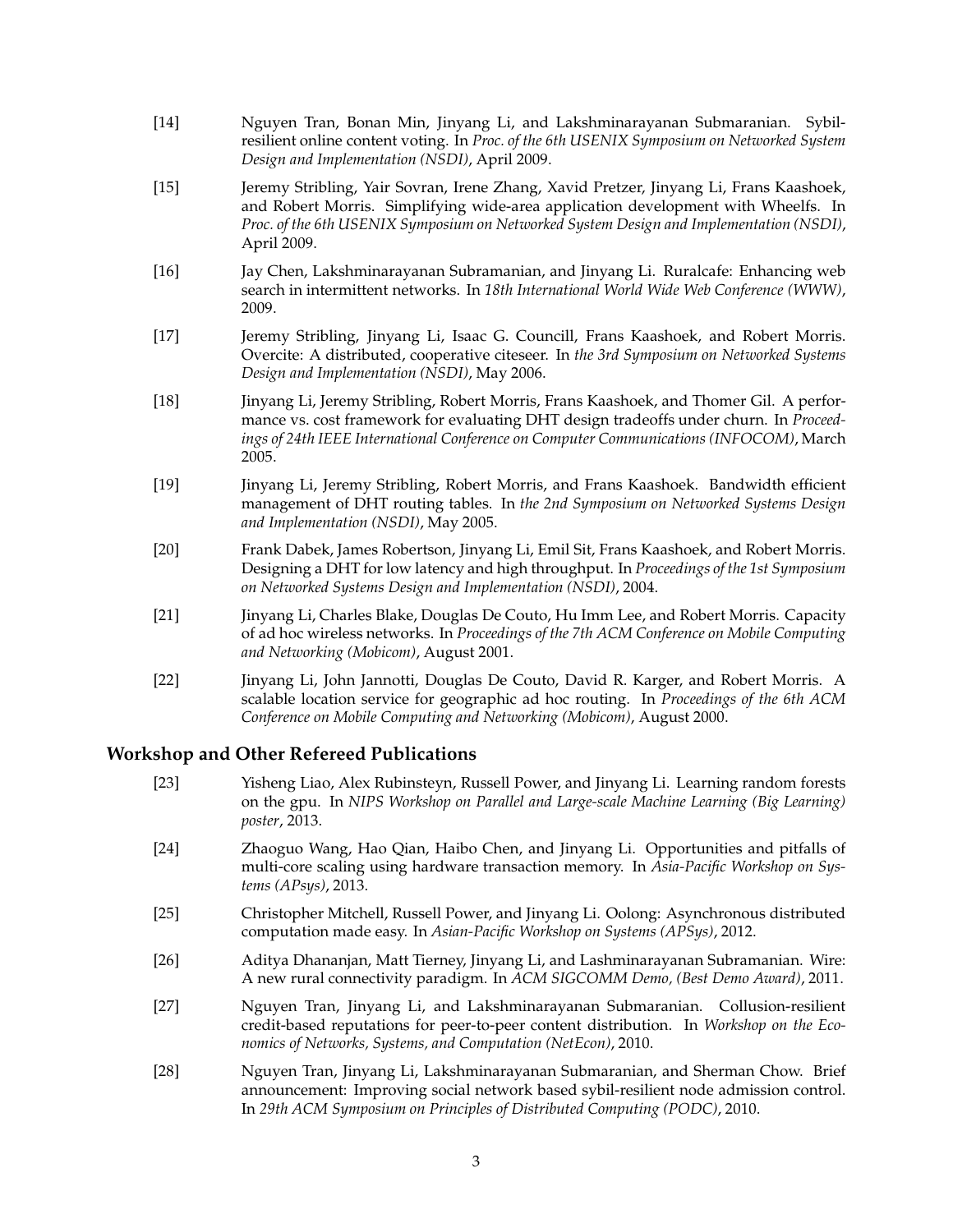[14] Nguyen Tran, Bonan Min, Jinyang Li, and Lakshminarayanan Submaranian. Sybil-resilient online content voting. In *Proc. of the 6th USENIX Symposium on Networked System Design and Implementation (NSDI)*, April 2009.

[15] Jeremy Stribling, Yair Sovran, Irene Zhang, Xavid Pretzer, Jinyang Li, Frans Kaashoek, and Robert Morris. Simplifying wide-area application development with Wheelfs. In *Proc. of the 6th USENIX Symposium on Networked System Design and Implementation (NSDI)*, April 2009.

[16] Jay Chen, Lakshminarayanan Subramanian, and Jinyang Li. Ruralcafe: Enhancing web search in intermittent networks. In *18th International World Wide Web Conference (WWW)*, 2009.

[17] Jeremy Stribling, Jinyang Li, Isaac G. Councill, Frans Kaashoek, and Robert Morris. Overcite: A distributed, cooperative citeseer. In *the 3rd Symposium on Networked Systems Design and Implementation (NSDI)*, May 2006.

[18] Jinyang Li, Jeremy Stribling, Robert Morris, Frans Kaashoek, and Thomer Gil. A performance vs. cost framework for evaluating DHT design tradeoffs under churn. In *Proceedings of 24th IEEE International Conference on Computer Communications (INFOCOM)*, March 2005.

[19] Jinyang Li, Jeremy Stribling, Robert Morris, and Frans Kaashoek. Bandwidth efficient management of DHT routing tables. In *the 2nd Symposium on Networked Systems Design and Implementation (NSDI)*, May 2005.

[20] Frank Dabek, James Robertson, Jinyang Li, Emil Sit, Frans Kaashoek, and Robert Morris. Designing a DHT for low latency and high throughput. In *Proceedings of the 1st Symposium on Networked Systems Design and Implementation (NSDI)*, 2004.

[21] Jinyang Li, Charles Blake, Douglas De Couto, Hu Imm Lee, and Robert Morris. Capacity of ad hoc wireless networks. In *Proceedings of the 7th ACM Conference on Mobile Computing and Networking (Mobicom)*, August 2001.

[22] Jinyang Li, John Jannotti, Douglas De Couto, David R. Karger, and Robert Morris. A scalable location service for geographic ad hoc routing. In *Proceedings of the 6th ACM Conference on Mobile Computing and Networking (Mobicom)*, August 2000.

## Workshop and Other Refereed Publications

[23] Yisheng Liao, Alex Rubinsteyn, Russell Power, and Jinyang Li. Learning random forests on the gpu. In *NIPS Workshop on Parallel and Large-scale Machine Learning (Big Learning) poster*, 2013.

[24] Zhaoguo Wang, Hao Qian, Haibo Chen, and Jinyang Li. Opportunities and pitfalls of multi-core scaling using hardware transaction memory. In *Asia-Pacific Workshop on Systems (APsys)*, 2013.

[25] Christopher Mitchell, Russell Power, and Jinyang Li. Oolong: Asynchronous distributed computation made easy. In *Asian-Pacific Workshop on Systems (APSys)*, 2012.

[26] Aditya Dhananjan, Matt Tierney, Jinyang Li, and Lashminarayanan Subramanian. Wire: A new rural connectivity paradigm. In *ACM SIGCOMM Demo, (Best Demo Award)*, 2011.

[27] Nguyen Tran, Jinyang Li, and Lakshminarayanan Submaranian. Collusion-resilient credit-based reputations for peer-to-peer content distribution. In *Workshop on the Economics of Networks, Systems, and Computation (NetEcon)*, 2010.

[28] Nguyen Tran, Jinyang Li, Lakshminarayanan Submaranian, and Sherman Chow. Brief announcement: Improving social network based sybil-resilient node admission control. In *29th ACM Symposium on Principles of Distributed Computing (PODC)*, 2010.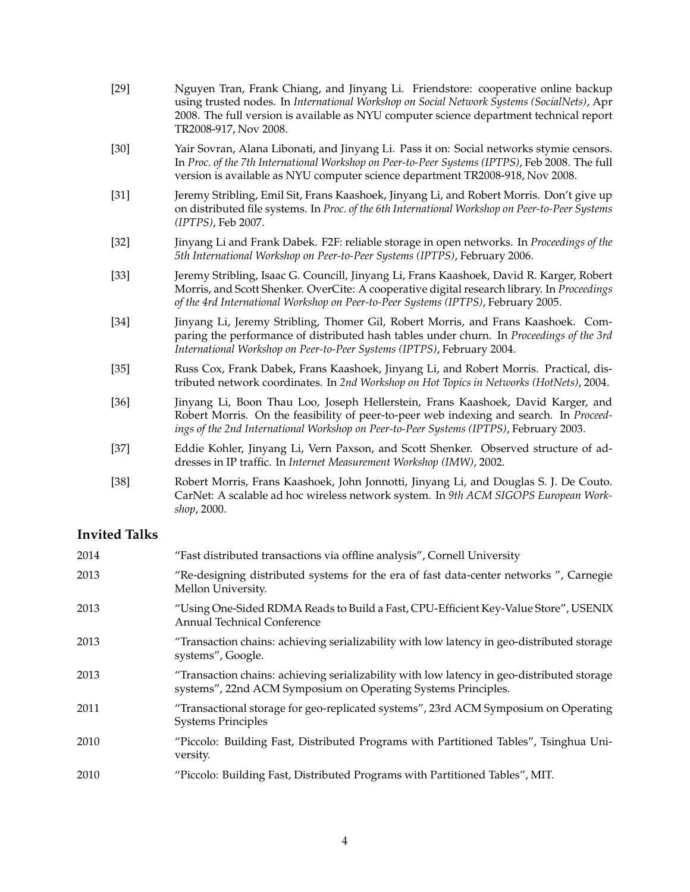[29] Nguyen Tran, Frank Chiang, and Jinyang Li. Friendstore: cooperative online backup using trusted nodes. In *International Workshop on Social Network Systems (SocialNets)*, Apr 2008. The full version is available as NYU computer science department technical report TR2008-917, Nov 2008.

[30] Yair Sovran, Alana Libonati, and Jinyang Li. Pass it on: Social networks stymie censors. In *Proc. of the 7th International Workshop on Peer-to-Peer Systems (IPTPS)*, Feb 2008. The full version is available as NYU computer science department TR2008-918, Nov 2008.

[31] Jeremy Stribling, Emil Sit, Frans Kaashoek, Jinyang Li, and Robert Morris. Don't give up on distributed file systems. In *Proc. of the 6th International Workshop on Peer-to-Peer Systems (IPTPS)*, Feb 2007.

[32] Jinyang Li and Frank Dabek. F2F: reliable storage in open networks. In *Proceedings of the 5th International Workshop on Peer-to-Peer Systems (IPTPS)*, February 2006.

[33] Jeremy Stribling, Isaac G. Councill, Jinyang Li, Frans Kaashoek, David R. Karger, Robert Morris, and Scott Shenker. OverCite: A cooperative digital research library. In *Proceedings of the 4rd International Workshop on Peer-to-Peer Systems (IPTPS)*, February 2005.

[34] Jinyang Li, Jeremy Stribling, Thomer Gil, Robert Morris, and Frans Kaashoek. Comparing the performance of distributed hash tables under churn. In *Proceedings of the 3rd International Workshop on Peer-to-Peer Systems (IPTPS)*, February 2004.

[35] Russ Cox, Frank Dabek, Frans Kaashoek, Jinyang Li, and Robert Morris. Practical, distributed network coordinates. In *2nd Workshop on Hot Topics in Networks (HotNets)*, 2004.

[36] Jinyang Li, Boon Thau Loo, Joseph Hellerstein, Frans Kaashoek, David Karger, and Robert Morris. On the feasibility of peer-to-peer web indexing and search. In *Proceedings of the 2nd International Workshop on Peer-to-Peer Systems (IPTPS)*, February 2003.

[37] Eddie Kohler, Jinyang Li, Vern Paxson, and Scott Shenker. Observed structure of addresses in IP traffic. In *Internet Measurement Workshop (IMW)*, 2002.

[38] Robert Morris, Frans Kaashoek, John Jonnotti, Jinyang Li, and Douglas S. J. De Couto. CarNet: A scalable ad hoc wireless network system. In *9th ACM SIGOPS European Workshop*, 2000.

## Invited Talks

2014 "Fast distributed transactions via offline analysis", Cornell University

2013 "Re-designing distributed systems for the era of fast data-center networks ", Carnegie Mellon University.

2013 "Using One-Sided RDMA Reads to Build a Fast, CPU-Efficient Key-Value Store", USENIX Annual Technical Conference

2013 "Transaction chains: achieving serializability with low latency in geo-distributed storage systems", Google.

2013 "Transaction chains: achieving serializability with low latency in geo-distributed storage systems", 22nd ACM Symposium on Operating Systems Principles.

2011 "Transactional storage for geo-replicated systems", 23rd ACM Symposium on Operating Systems Principles

2010 "Piccolo: Building Fast, Distributed Programs with Partitioned Tables", Tsinghua University.

2010 "Piccolo: Building Fast, Distributed Programs with Partitioned Tables", MIT.